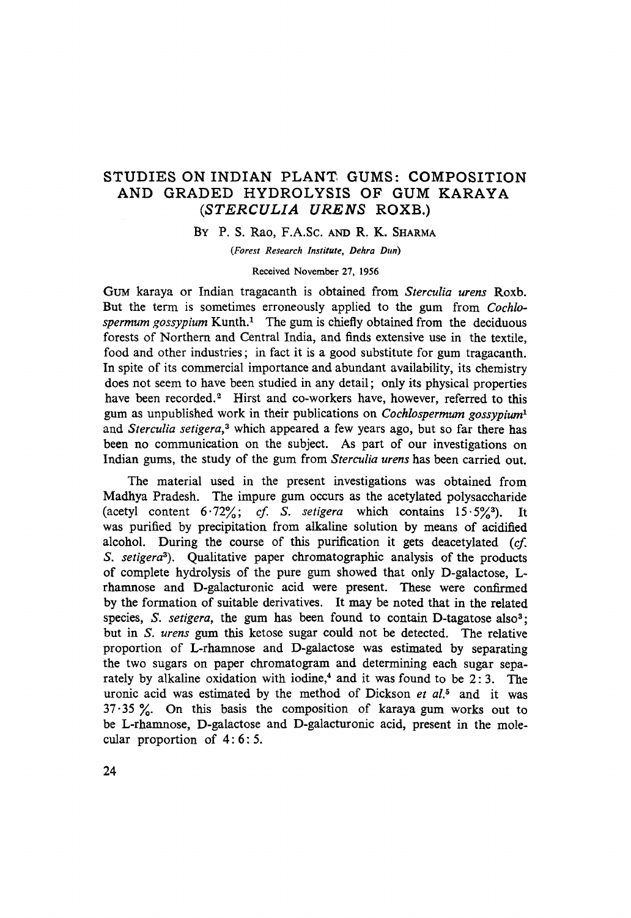# STUDIES ON INDIAN PLANT GUMS: COMPOSITION AND GRADED HYDROLYSIS OF GUM KARAYA (*STERCULIA URENS* ROXB.)

By P. S. Rao, F.A.Sc. and R. K. Sharma

*(Forest Research Institute, Dehra Dun)*

Received November 27, 1956

Gum karaya or Indian tragacanth is obtained from *Sterculia urens* Roxb. But the term is sometimes erroneously applied to the gum from *Cochlospermum gossypium* Kunth.[1] The gum is chiefly obtained from the deciduous forests of Northern and Central India, and finds extensive use in the textile, food and other industries; in fact it is a good substitute for gum tragacanth. In spite of its commercial importance and abundant availability, its chemistry does not seem to have been studied in any detail; only its physical properties have been recorded.[2] Hirst and co-workers have, however, referred to this gum as unpublished work in their publications on *Cochlospermum gossypium*[1] and *Sterculia setigera*,[3] which appeared a few years ago, but so far there has been no communication on the subject. As part of our investigations on Indian gums, the study of the gum from *Sterculia urens* has been carried out.

The material used in the present investigations was obtained from Madhya Pradesh. The impure gum occurs as the acetylated polysaccharide (acetyl content 6·72%; *cf. S. setigera* which contains 15·5%[3]). It was purified by precipitation from alkaline solution by means of acidified alcohol. During the course of this purification it gets deacetylated (*cf. S. setigera*[3]). Qualitative paper chromatographic analysis of the products of complete hydrolysis of the pure gum showed that only D-galactose, L-rhamnose and D-galacturonic acid were present. These were confirmed by the formation of suitable derivatives. It may be noted that in the related species, *S. setigera*, the gum has been found to contain D-tagatose also[3]; but in *S. urens* gum this ketose sugar could not be detected. The relative proportion of L-rhamnose and D-galactose was estimated by separating the two sugars on paper chromatogram and determining each sugar separately by alkaline oxidation with iodine,[4] and it was found to be 2 : 3. The uronic acid was estimated by the method of Dickson *et al.*[5] and it was 37·35 %. On this basis the composition of karaya gum works out to be L-rhamnose, D-galactose and D-galacturonic acid, present in the molecular proportion of 4 : 6 : 5.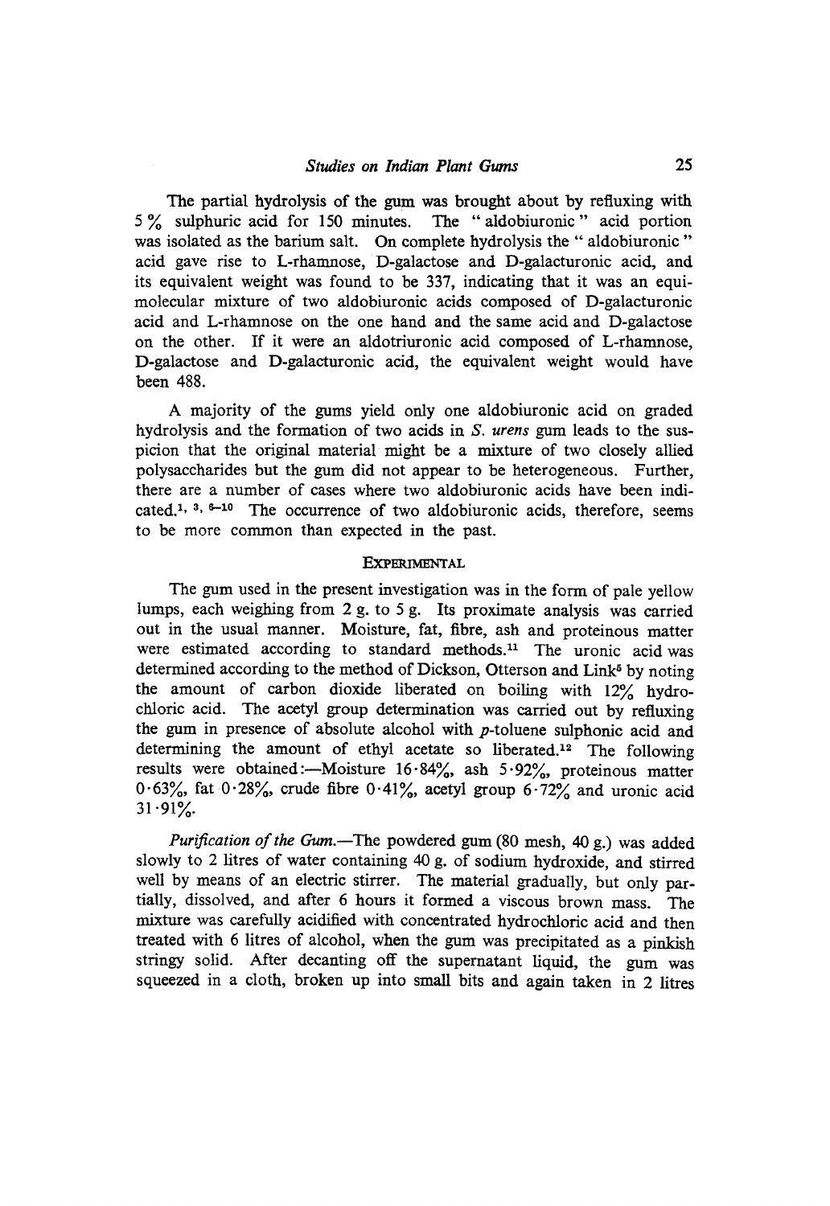The partial hydrolysis of the gum was brought about by refluxing with 5 % sulphuric acid for 150 minutes. The " aldobiuronic " acid portion was isolated as the barium salt. On complete hydrolysis the " aldobiuronic " acid gave rise to L-rhamnose, D-galactose and D-galacturonic acid, and its equivalent weight was found to be 337, indicating that it was an equimolecular mixture of two aldobiuronic acids composed of D-galacturonic acid and L-rhamnose on the one hand and the same acid and D-galactose on the other. If it were an aldotriuronic acid composed of L-rhamnose, D-galactose and D-galacturonic acid, the equivalent weight would have been 488.

A majority of the gums yield only one aldobiuronic acid on graded hydrolysis and the formation of two acids in *S. urens* gum leads to the suspicion that the original material might be a mixture of two closely allied polysaccharides but the gum did not appear to be heterogeneous. Further, there are a number of cases where two aldobiuronic acids have been indicated.[1, 3, 6–10] The occurrence of two aldobiuronic acids, therefore, seems to be more common than expected in the past.

## Experimental

The gum used in the present investigation was in the form of pale yellow lumps, each weighing from 2 g. to 5 g. Its proximate analysis was carried out in the usual manner. Moisture, fat, fibre, ash and proteinous matter were estimated according to standard methods.[11] The uronic acid was determined according to the method of Dickson, Otterson and Link[5] by noting the amount of carbon dioxide liberated on boiling with 12% hydrochloric acid. The acetyl group determination was carried out by refluxing the gum in presence of absolute alcohol with *p*-toluene sulphonic acid and determining the amount of ethyl acetate so liberated.[12] The following results were obtained:—Moisture 16·84%, ash 5·92%, proteinous matter 0·63%, fat 0·28%, crude fibre 0·41%, acetyl group 6·72% and uronic acid 31·91%.

*Purification of the Gum.*—The powdered gum (80 mesh, 40 g.) was added slowly to 2 litres of water containing 40 g. of sodium hydroxide, and stirred well by means of an electric stirrer. The material gradually, but only partially, dissolved, and after 6 hours it formed a viscous brown mass. The mixture was carefully acidified with concentrated hydrochloric acid and then treated with 6 litres of alcohol, when the gum was precipitated as a pinkish stringy solid. After decanting off the supernatant liquid, the gum was squeezed in a cloth, broken up into small bits and again taken in 2 litres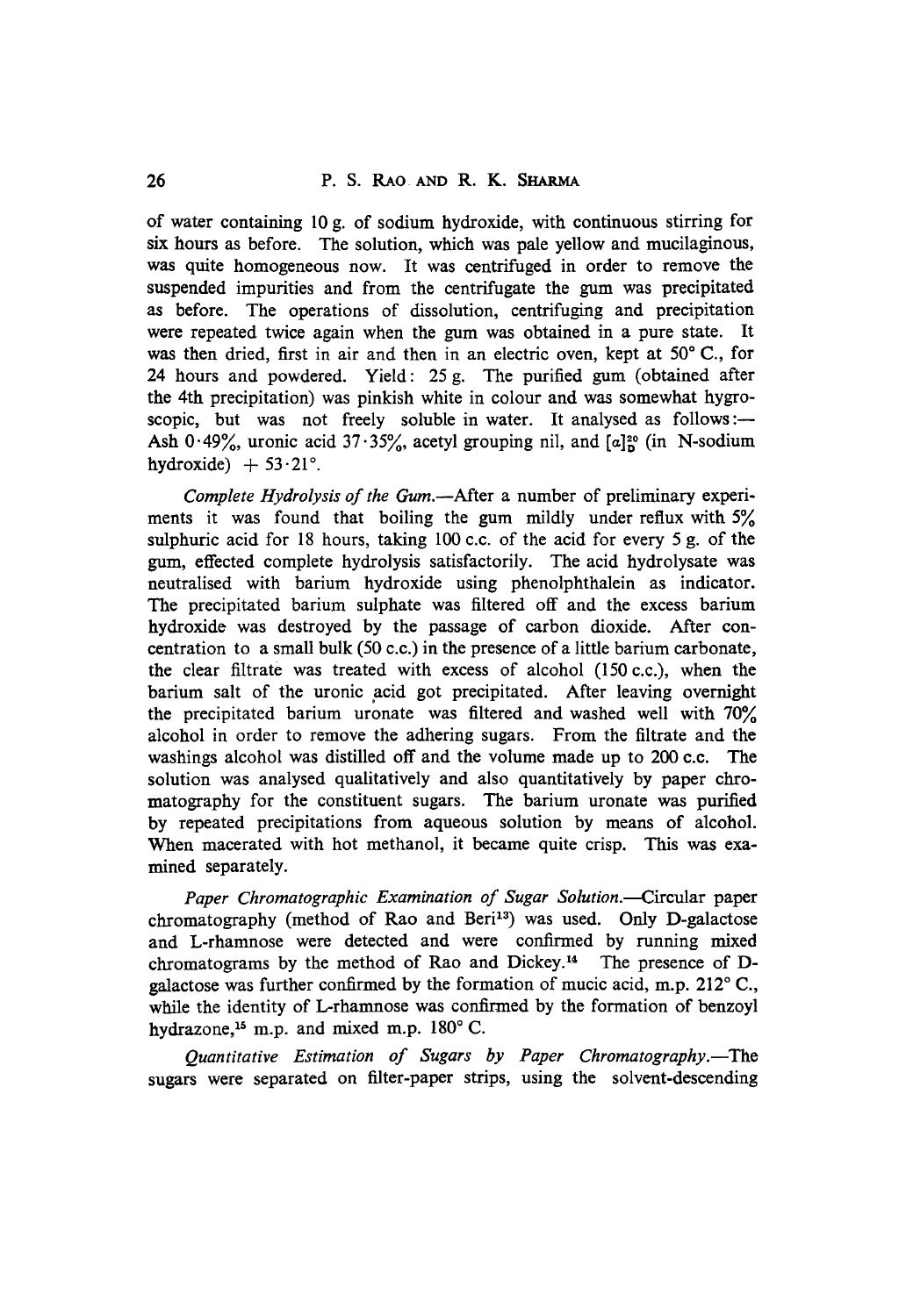of water containing 10 g. of sodium hydroxide, with continuous stirring for six hours as before. The solution, which was pale yellow and mucilaginous, was quite homogeneous now. It was centrifuged in order to remove the suspended impurities and from the centrifugate the gum was precipitated as before. The operations of dissolution, centrifuging and precipitation were repeated twice again when the gum was obtained in a pure state. It was then dried, first in air and then in an electric oven, kept at 50° C., for 24 hours and powdered. Yield: 25 g. The purified gum (obtained after the 4th precipitation) was pinkish white in colour and was somewhat hygroscopic, but was not freely soluble in water. It analysed as follows:— Ash 0·49%, uronic acid 37·35%, acetyl grouping nil, and $[\alpha]_D^{20}$ (in N-sodium hydroxide) + 53·21°.

*Complete Hydrolysis of the Gum.*—After a number of preliminary experiments it was found that boiling the gum mildly under reflux with 5% sulphuric acid for 18 hours, taking 100 c.c. of the acid for every 5 g. of the gum, effected complete hydrolysis satisfactorily. The acid hydrolysate was neutralised with barium hydroxide using phenolphthalein as indicator. The precipitated barium sulphate was filtered off and the excess barium hydroxide was destroyed by the passage of carbon dioxide. After concentration to a small bulk (50 c.c.) in the presence of a little barium carbonate, the clear filtrate was treated with excess of alcohol (150 c.c.), when the barium salt of the uronic acid got precipitated. After leaving overnight the precipitated barium uronate was filtered and washed well with 70% alcohol in order to remove the adhering sugars. From the filtrate and the washings alcohol was distilled off and the volume made up to 200 c.c. The solution was analysed qualitatively and also quantitatively by paper chromatography for the constituent sugars. The barium uronate was purified by repeated precipitations from aqueous solution by means of alcohol. When macerated with hot methanol, it became quite crisp. This was examined separately.

*Paper Chromatographic Examination of Sugar Solution.*—Circular paper chromatography (method of Rao and Beri[13]) was used. Only D-galactose and L-rhamnose were detected and were confirmed by running mixed chromatograms by the method of Rao and Dickey.[14] The presence of D-galactose was further confirmed by the formation of mucic acid, m.p. 212° C., while the identity of L-rhamnose was confirmed by the formation of benzoyl hydrazone,[15] m.p. and mixed m.p. 180° C.

*Quantitative Estimation of Sugars by Paper Chromatography.*—The sugars were separated on filter-paper strips, using the solvent-descending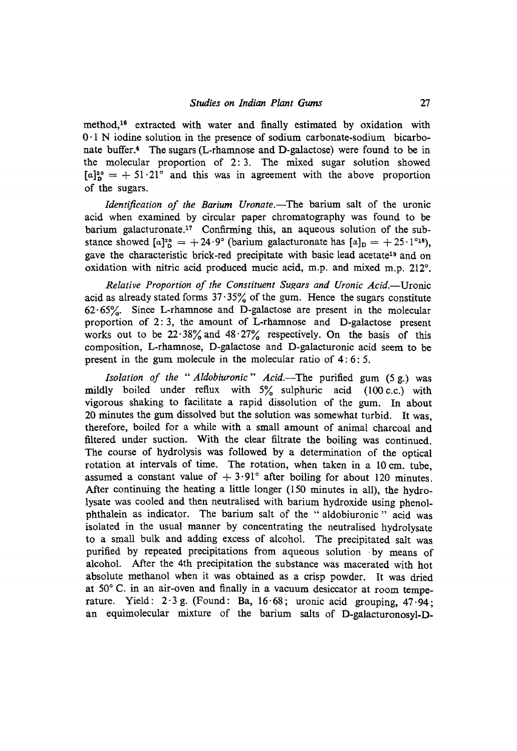method,[16] extracted with water and finally estimated by oxidation with 0·1 N iodine solution in the presence of sodium carbonate-sodium bicarbonate buffer.[4] The sugars (L-rhamnose and D-galactose) were found to be in the molecular proportion of 2:3. The mixed sugar solution showed $[\alpha]_D^{20} = +51 \cdot 21°$ and this was in agreement with the above proportion of the sugars.

*Identification of the Barium Uronate.*—The barium salt of the uronic acid when examined by circular paper chromatography was found to be barium galacturonate.[17] Confirming this, an aqueous solution of the substance showed $[\alpha]_D^{20} = +24 \cdot 9°$ (barium galacturonate has $[\alpha]_D = +25 \cdot 1°$[18]), gave the characteristic brick-red precipitate with basic lead acetate[19] and on oxidation with nitric acid produced mucic acid, m.p. and mixed m.p. 212°.

*Relative Proportion of the Constituent Sugars and Uronic Acid.*—Uronic acid as already stated forms 37·35% of the gum. Hence the sugars constitute 62·65%. Since L-rhamnose and D-galactose are present in the molecular proportion of 2:3, the amount of L-rhamnose and D-galactose present works out to be 22·38% and 48·27% respectively. On the basis of this composition, L-rhamnose, D-galactose and D-galacturonic acid seem to be present in the gum molecule in the molecular ratio of 4:6:5.

*Isolation of the "Aldobiuronic" Acid.*—The purified gum (5 g.) was mildly boiled under reflux with 5% sulphuric acid (100 c.c.) with vigorous shaking to facilitate a rapid dissolution of the gum. In about 20 minutes the gum dissolved but the solution was somewhat turbid. It was, therefore, boiled for a while with a small amount of animal charcoal and filtered under suction. With the clear filtrate the boiling was continued. The course of hydrolysis was followed by a determination of the optical rotation at intervals of time. The rotation, when taken in a 10 cm. tube, assumed a constant value of $+3 \cdot 91°$ after boiling for about 120 minutes. After continuing the heating a little longer (150 minutes in all), the hydrolysate was cooled and then neutralised with barium hydroxide using phenolphthalein as indicator. The barium salt of the "aldobiuronic" acid was isolated in the usual manner by concentrating the neutralised hydrolysate to a small bulk and adding excess of alcohol. The precipitated salt was purified by repeated precipitations from aqueous solution by means of alcohol. After the 4th precipitation the substance was macerated with hot absolute methanol when it was obtained as a crisp powder. It was dried at 50° C. in an air-oven and finally in a vacuum desiccator at room temperature. Yield: 2·3 g. (Found: Ba, 16·68; uronic acid grouping, 47·94; an equimolecular mixture of the barium salts of D-galacturonosyl-D-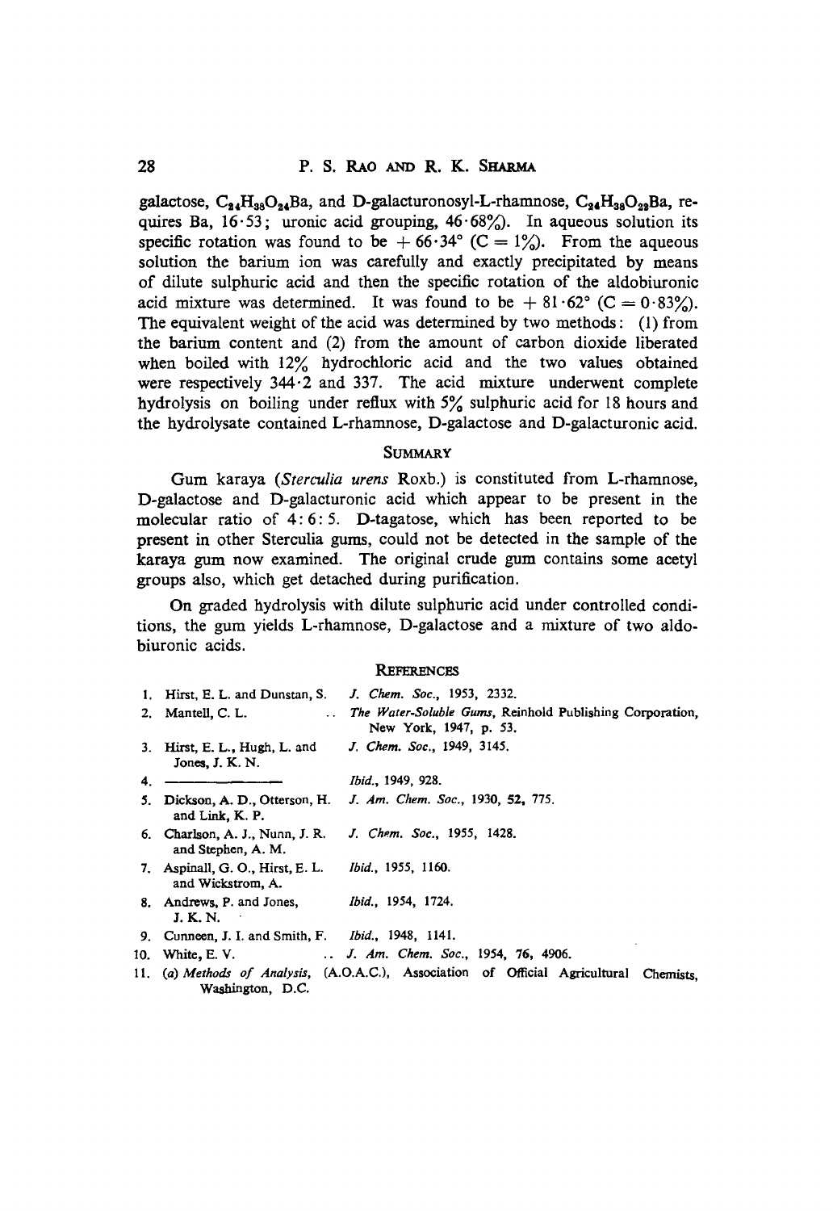galactose, $C_{24}H_{38}O_{24}Ba$, and D-galacturonosyl-L-rhamnose, $C_{24}H_{38}O_{22}Ba$, requires Ba, 16·53; uronic acid grouping, 46·68%). In aqueous solution its specific rotation was found to be $+ 66 \cdot 34°$ (C = 1%). From the aqueous solution the barium ion was carefully and exactly precipitated by means of dilute sulphuric acid and then the specific rotation of the aldobiuronic acid mixture was determined. It was found to be $+ 81 \cdot 62°$ (C = 0·83%). The equivalent weight of the acid was determined by two methods: (1) from the barium content and (2) from the amount of carbon dioxide liberated when boiled with 12% hydrochloric acid and the two values obtained were respectively 344·2 and 337. The acid mixture underwent complete hydrolysis on boiling under reflux with 5% sulphuric acid for 18 hours and the hydrolysate contained L-rhamnose, D-galactose and D-galacturonic acid.

## Summary

Gum karaya (*Sterculia urens* Roxb.) is constituted from L-rhamnose, D-galactose and D-galacturonic acid which appear to be present in the molecular ratio of 4 : 6 : 5. D-tagatose, which has been reported to be present in other Sterculia gums, could not be detected in the sample of the karaya gum now examined. The original crude gum contains some acetyl groups also, which get detached during purification.

On graded hydrolysis with dilute sulphuric acid under controlled conditions, the gum yields L-rhamnose, D-galactose and a mixture of two aldobiuronic acids.

## References

1. Hirst, E. L. and Dunstan, S. — *J. Chem. Soc.*, 1953, 2332.
2. Mantell, C. L. — *The Water-Soluble Gums*, Reinhold Publishing Corporation, New York, 1947, p. 53.
3. Hirst, E. L., Hugh, L. and Jones, J. K. N. — *J. Chem. Soc.*, 1949, 3145.
4. ——————— — *Ibid.*, 1949, 928.
5. Dickson, A. D., Otterson, H. and Link, K. P. — *J. Am. Chem. Soc.*, 1930, **52**, 775.
6. Charlson, A. J., Nunn, J. R. and Stephen, A. M. — *J. Chem. Soc.*, 1955, 1428.
7. Aspinall, G. O., Hirst, E. L. and Wickstrom, A. — *Ibid.*, 1955, 1160.
8. Andrews, P. and Jones, J. K. N. — *Ibid.*, 1954, 1724.
9. Cunneen, J. I. and Smith, F. — *Ibid.*, 1948, 1141.
10. White, E. V. — *J. Am. Chem. Soc.*, 1954, **76**, 4906.
11. (*a*) *Methods of Analysis*, (A.O.A.C.), Association of Official Agricultural Chemists, Washington, D.C.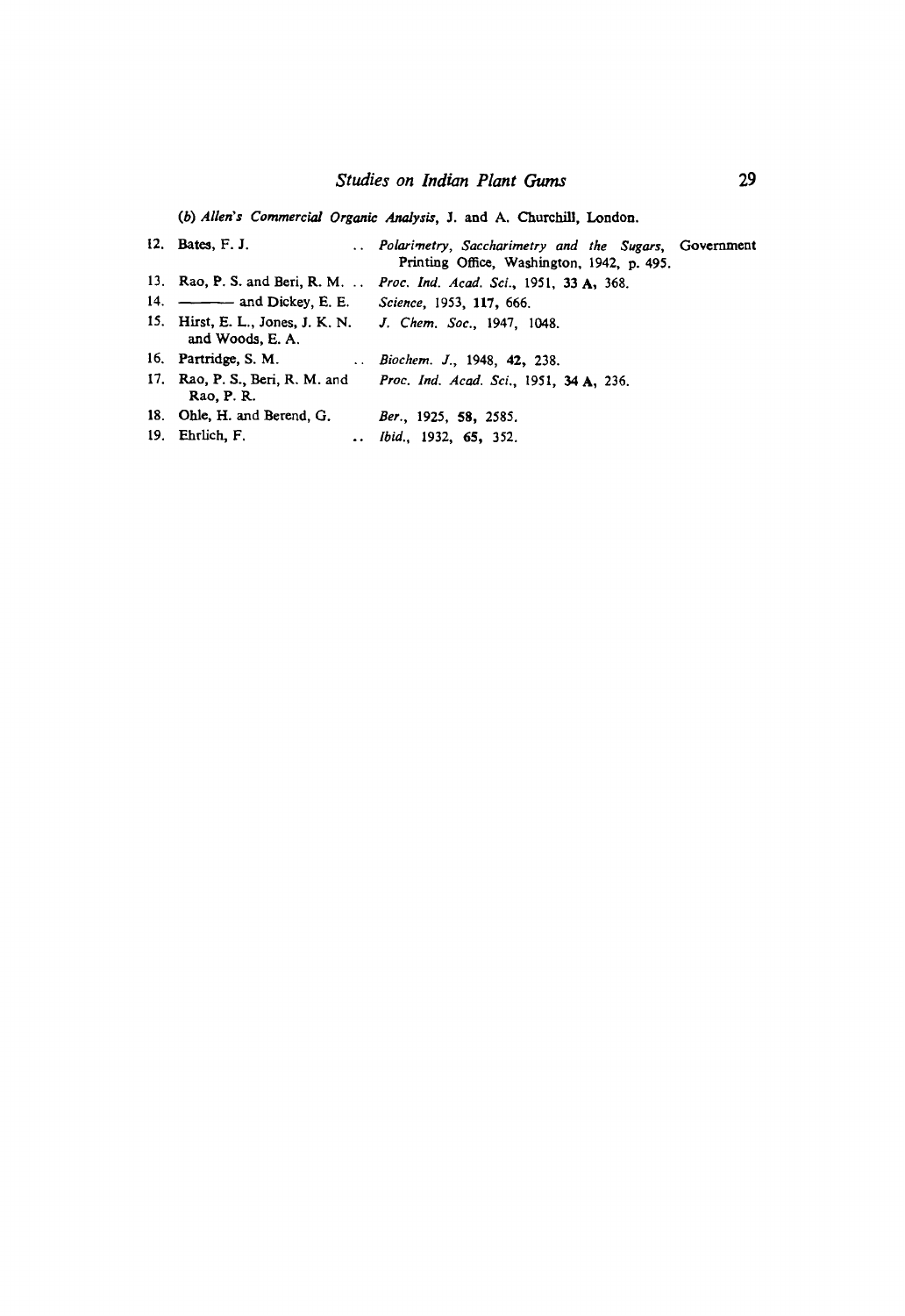(*b*) *Allen's Commercial Organic Analysis*, J. and A. Churchill, London.

12. Bates, F. J. .. *Polarimetry, Saccharimetry and the Sugars*, Government Printing Office, Washington, 1942, p. 495.
13. Rao, P. S. and Beri, R. M. .. *Proc. Ind. Acad. Sci.*, 1951, **33 A**, 368.
14. ——— and Dickey, E. E. *Science*, 1953, **117**, 666.
15. Hirst, E. L., Jones, J. K. N. and Woods, E. A. *J. Chem. Soc.*, 1947, 1048.
16. Partridge, S. M. .. *Biochem. J.*, 1948, **42**, 238.
17. Rao, P. S., Beri, R. M. and Rao, P. R. *Proc. Ind. Acad. Sci.*, 1951, **34 A**, 236.
18. Ohle, H. and Berend, G. *Ber.*, 1925, **58**, 2585.
19. Ehrlich, F. .. *Ibid.*, 1932, **65**, 352.